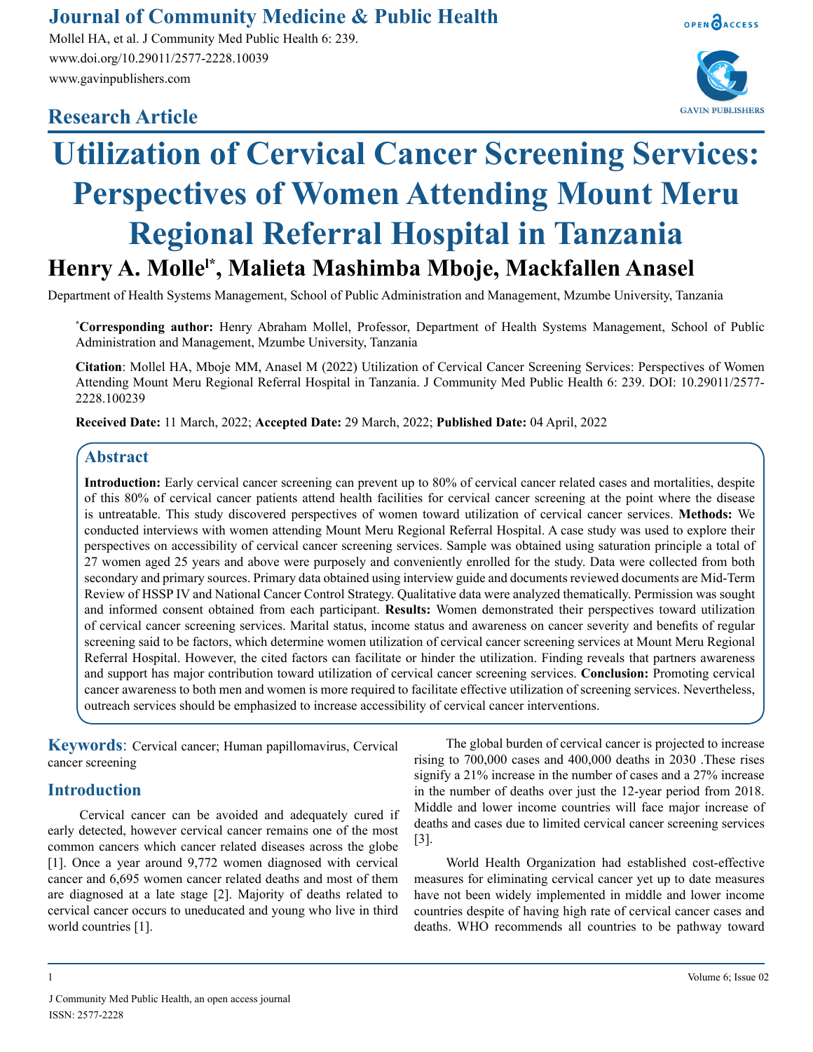# Journal of Community Medicine & Public Health

Mollel HA, et al. J Community Med Public Health 6: 239.
www.doi.org/10.29011/2577-2228.10039
www.gavinpublishers.com

## Research Article

# Utilization of Cervical Cancer Screening Services: Perspectives of Women Attending Mount Meru Regional Referral Hospital in Tanzania

**Henry A. Molle[1*], Malieta Mashimba Mboje, Mackfallen Anasel**

Department of Health Systems Management, School of Public Administration and Management, Mzumbe University, Tanzania

[*]**Corresponding author:** Henry Abraham Mollel, Professor, Department of Health Systems Management, School of Public Administration and Management, Mzumbe University, Tanzania

**Citation**: Mollel HA, Mboje MM, Anasel M (2022) Utilization of Cervical Cancer Screening Services: Perspectives of Women Attending Mount Meru Regional Referral Hospital in Tanzania. J Community Med Public Health 6: 239. DOI: 10.29011/2577-2228.100239

**Received Date:** 11 March, 2022; **Accepted Date:** 29 March, 2022; **Published Date:** 04 April, 2022

## Abstract

**Introduction:** Early cervical cancer screening can prevent up to 80% of cervical cancer related cases and mortalities, despite of this 80% of cervical cancer patients attend health facilities for cervical cancer screening at the point where the disease is untreatable. This study discovered perspectives of women toward utilization of cervical cancer services. **Methods:** We conducted interviews with women attending Mount Meru Regional Referral Hospital. A case study was used to explore their perspectives on accessibility of cervical cancer screening services. Sample was obtained using saturation principle a total of 27 women aged 25 years and above were purposely and conveniently enrolled for the study. Data were collected from both secondary and primary sources. Primary data obtained using interview guide and documents reviewed documents are Mid-Term Review of HSSP IV and National Cancer Control Strategy. Qualitative data were analyzed thematically. Permission was sought and informed consent obtained from each participant. **Results:** Women demonstrated their perspectives toward utilization of cervical cancer screening services. Marital status, income status and awareness on cancer severity and benefits of regular screening said to be factors, which determine women utilization of cervical cancer screening services at Mount Meru Regional Referral Hospital. However, the cited factors can facilitate or hinder the utilization. Finding reveals that partners awareness and support has major contribution toward utilization of cervical cancer screening services. **Conclusion:** Promoting cervical cancer awareness to both men and women is more required to facilitate effective utilization of screening services. Nevertheless, outreach services should be emphasized to increase accessibility of cervical cancer interventions.

**Keywords**: Cervical cancer; Human papillomavirus, Cervical cancer screening

## Introduction

Cervical cancer can be avoided and adequately cured if early detected, however cervical cancer remains one of the most common cancers which cancer related diseases across the globe [1]. Once a year around 9,772 women diagnosed with cervical cancer and 6,695 women cancer related deaths and most of them are diagnosed at a late stage [2]. Majority of deaths related to cervical cancer occurs to uneducated and young who live in third world countries [1].

The global burden of cervical cancer is projected to increase rising to 700,000 cases and 400,000 deaths in 2030 .These rises signify a 21% increase in the number of cases and a 27% increase in the number of deaths over just the 12-year period from 2018. Middle and lower income countries will face major increase of deaths and cases due to limited cervical cancer screening services [3].

World Health Organization had established cost-effective measures for eliminating cervical cancer yet up to date measures have not been widely implemented in middle and lower income countries despite of having high rate of cervical cancer cases and deaths. WHO recommends all countries to be pathway toward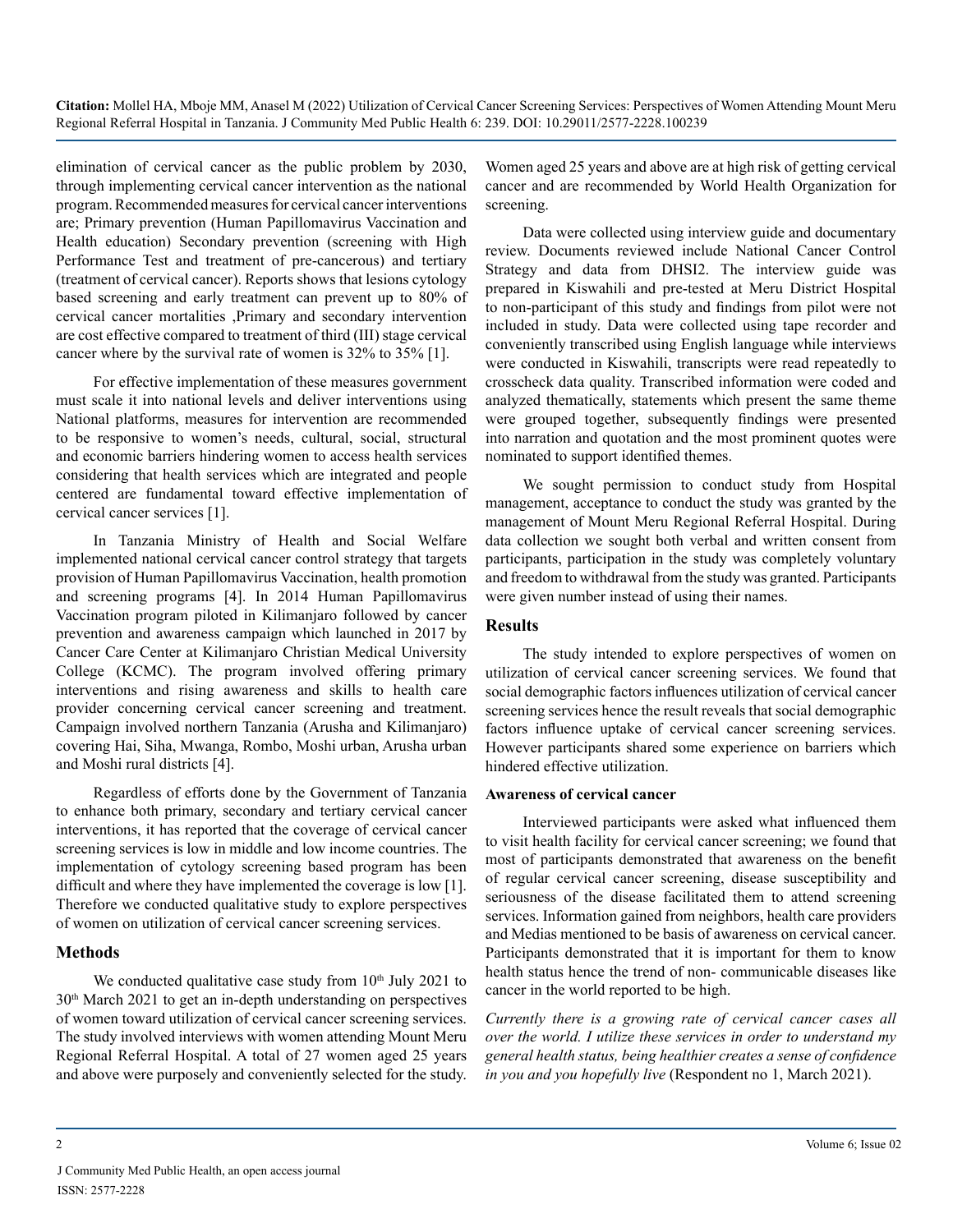elimination of cervical cancer as the public problem by 2030, through implementing cervical cancer intervention as the national program. Recommended measures for cervical cancer interventions are; Primary prevention (Human Papillomavirus Vaccination and Health education) Secondary prevention (screening with High Performance Test and treatment of pre-cancerous) and tertiary (treatment of cervical cancer). Reports shows that lesions cytology based screening and early treatment can prevent up to 80% of cervical cancer mortalities ,Primary and secondary intervention are cost effective compared to treatment of third (III) stage cervical cancer where by the survival rate of women is 32% to 35% [1].

For effective implementation of these measures government must scale it into national levels and deliver interventions using National platforms, measures for intervention are recommended to be responsive to women's needs, cultural, social, structural and economic barriers hindering women to access health services considering that health services which are integrated and people centered are fundamental toward effective implementation of cervical cancer services [1].

In Tanzania Ministry of Health and Social Welfare implemented national cervical cancer control strategy that targets provision of Human Papillomavirus Vaccination, health promotion and screening programs [4]. In 2014 Human Papillomavirus Vaccination program piloted in Kilimanjaro followed by cancer prevention and awareness campaign which launched in 2017 by Cancer Care Center at Kilimanjaro Christian Medical University College (KCMC). The program involved offering primary interventions and rising awareness and skills to health care provider concerning cervical cancer screening and treatment. Campaign involved northern Tanzania (Arusha and Kilimanjaro) covering Hai, Siha, Mwanga, Rombo, Moshi urban, Arusha urban and Moshi rural districts [4].

Regardless of efforts done by the Government of Tanzania to enhance both primary, secondary and tertiary cervical cancer interventions, it has reported that the coverage of cervical cancer screening services is low in middle and low income countries. The implementation of cytology screening based program has been difficult and where they have implemented the coverage is low [1]. Therefore we conducted qualitative study to explore perspectives of women on utilization of cervical cancer screening services.

## Methods

We conducted qualitative case study from 10th July 2021 to 30th March 2021 to get an in-depth understanding on perspectives of women toward utilization of cervical cancer screening services. The study involved interviews with women attending Mount Meru Regional Referral Hospital. A total of 27 women aged 25 years and above were purposely and conveniently selected for the study. Women aged 25 years and above are at high risk of getting cervical cancer and are recommended by World Health Organization for screening.

Data were collected using interview guide and documentary review. Documents reviewed include National Cancer Control Strategy and data from DHSI2. The interview guide was prepared in Kiswahili and pre-tested at Meru District Hospital to non-participant of this study and findings from pilot were not included in study. Data were collected using tape recorder and conveniently transcribed using English language while interviews were conducted in Kiswahili, transcripts were read repeatedly to crosscheck data quality. Transcribed information were coded and analyzed thematically, statements which present the same theme were grouped together, subsequently findings were presented into narration and quotation and the most prominent quotes were nominated to support identified themes.

We sought permission to conduct study from Hospital management, acceptance to conduct the study was granted by the management of Mount Meru Regional Referral Hospital. During data collection we sought both verbal and written consent from participants, participation in the study was completely voluntary and freedom to withdrawal from the study was granted. Participants were given number instead of using their names.

## Results

The study intended to explore perspectives of women on utilization of cervical cancer screening services. We found that social demographic factors influences utilization of cervical cancer screening services hence the result reveals that social demographic factors influence uptake of cervical cancer screening services. However participants shared some experience on barriers which hindered effective utilization.

**Awareness of cervical cancer**

Interviewed participants were asked what influenced them to visit health facility for cervical cancer screening; we found that most of participants demonstrated that awareness on the benefit of regular cervical cancer screening, disease susceptibility and seriousness of the disease facilitated them to attend screening services. Information gained from neighbors, health care providers and Medias mentioned to be basis of awareness on cervical cancer. Participants demonstrated that it is important for them to know health status hence the trend of non- communicable diseases like cancer in the world reported to be high.

*Currently there is a growing rate of cervical cancer cases all over the world. I utilize these services in order to understand my general health status, being healthier creates a sense of confidence in you and you hopefully live* (Respondent no 1, March 2021).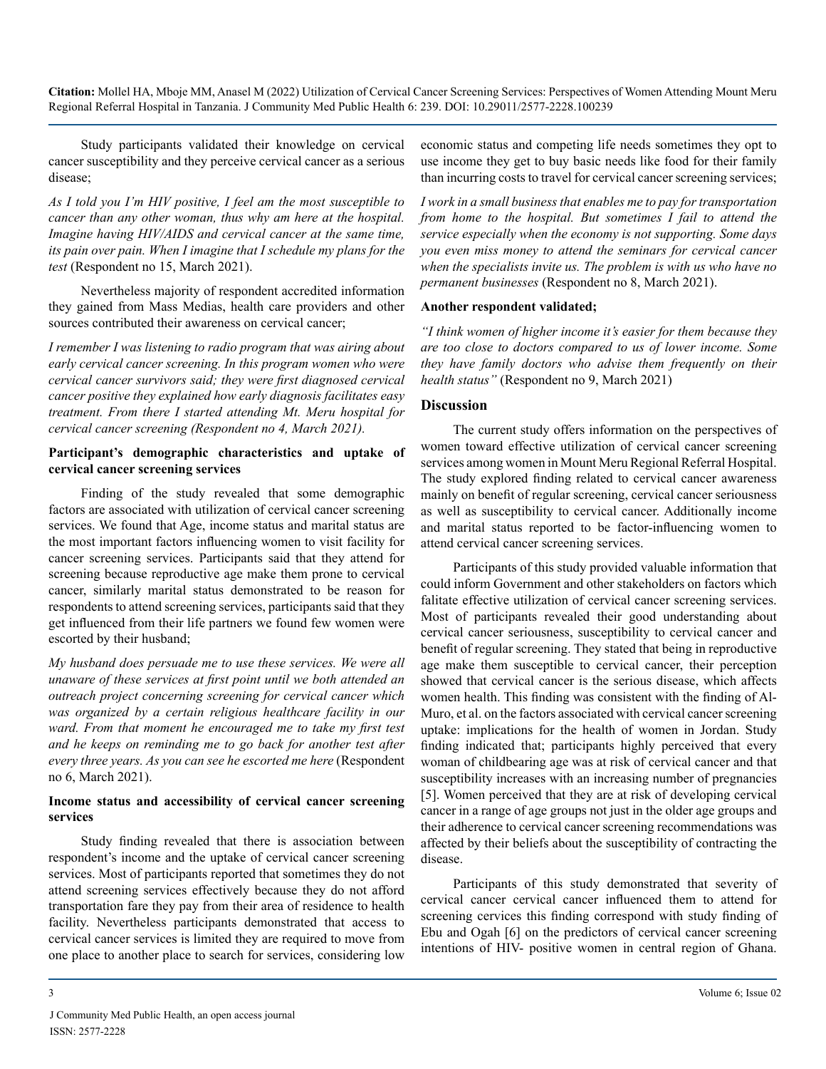Study participants validated their knowledge on cervical cancer susceptibility and they perceive cervical as a serious disease;

*As I told you I'm HIV positive, I feel am the most susceptible to cancer than any other woman, thus why am here at the hospital. Imagine having HIV/AIDS and cervical cancer at the same time, its pain over pain. When I imagine that I schedule my plans for the test* (Respondent no 15, March 2021).

Nevertheless majority of respondent accredited information they gained from Mass Medias, health care providers and other sources contributed their awareness on cervical cancer;

*I remember I was listening to radio program that was airing about early cervical cancer screening. In this program women who were cervical cancer survivors said; they were first diagnosed cervical cancer positive they explained how early diagnosis facilitates easy treatment. From there I started attending Mt. Meru hospital for cervical cancer screening (Respondent no 4, March 2021).*

**Participant's demographic characteristics and uptake of cervical cancer screening services**

Finding of the study revealed that some demographic factors are associated with utilization of cervical cancer screening services. We found that Age, income status and marital status are the most important factors influencing women to visit facility for cancer screening services. Participants said that they attend for screening because reproductive age make them prone to cervical cancer, similarly marital status demonstrated to be reason for respondents to attend screening services, participants said that they get influenced from their life partners we found few women were escorted by their husband;

*My husband does persuade me to use these services. We were all unaware of these services at first point until we both attended an outreach project concerning screening for cervical cancer which was organized by a certain religious healthcare facility in our ward. From that moment he encouraged me to take my first test and he keeps on reminding me to go back for another test after every three years. As you can see he escorted me here* (Respondent no 6, March 2021).

**Income status and accessibility of cervical cancer screening services**

Study finding revealed that there is association between respondent's income and the uptake of cervical cancer screening services. Most of participants reported that sometimes they do not attend screening services effectively because they do not afford transportation fare they pay from their area of residence to health facility. Nevertheless participants demonstrated that access to cervical cancer services is limited they are required to move from one place to another place to search for services, considering low economic status and competing life needs sometimes they opt to use income they get to buy basic needs like food for their family than incurring costs to travel for cervical cancer screening services;

*I work in a small business that enables me to pay for transportation from home to the hospital. But sometimes I fail to attend the service especially when the economy is not supporting. Some days you even miss money to attend the seminars for cervical cancer when the specialists invite us. The problem is with us who have no permanent businesses* (Respondent no 8, March 2021).

**Another respondent validated;**

*"I think women of higher income it's easier for them because they are too close to doctors compared to us of lower income. Some they have family doctors who advise them frequently on their health status"* (Respondent no 9, March 2021)

## Discussion

The current study offers information on the perspectives of women toward effective utilization of cervical cancer screening services among women in Mount Meru Regional Referral Hospital. The study explored finding related to cervical cancer awareness mainly on benefit of regular screening, cervical cancer seriousness as well as susceptibility to cervical cancer. Additionally income and marital status reported to be factor-influencing women to attend cervical cancer screening services.

Participants of this study provided valuable information that could inform Government and other stakeholders on factors which falitate effective utilization of cervical cancer screening services. Most of participants revealed their good understanding about cervical cancer seriousness, susceptibility to cervical cancer and benefit of regular screening. They stated that being in reproductive age make them susceptible to cervical cancer, their perception showed that cervical cancer is the serious disease, which affects women health. This finding was consistent with the finding of Al-Muro, et al. on the factors associated with cervical cancer screening uptake: implications for the health of women in Jordan. Study finding indicated that; participants highly perceived that every woman of childbearing age was at risk of cervical cancer and that susceptibility increases with an increasing number of pregnancies [5]. Women perceived that they are at risk of developing cervical cancer in a range of age groups not just in the older age groups and their adherence to cervical cancer screening recommendations was affected by their beliefs about the susceptibility of contracting the disease.

Participants of this study demonstrated that severity of cervical cancer cervical cancer influenced them to attend for screening cervices this finding correspond with study finding of Ebu and Ogah [6] on the predictors of cervical cancer screening intentions of HIV- positive women in central region of Ghana.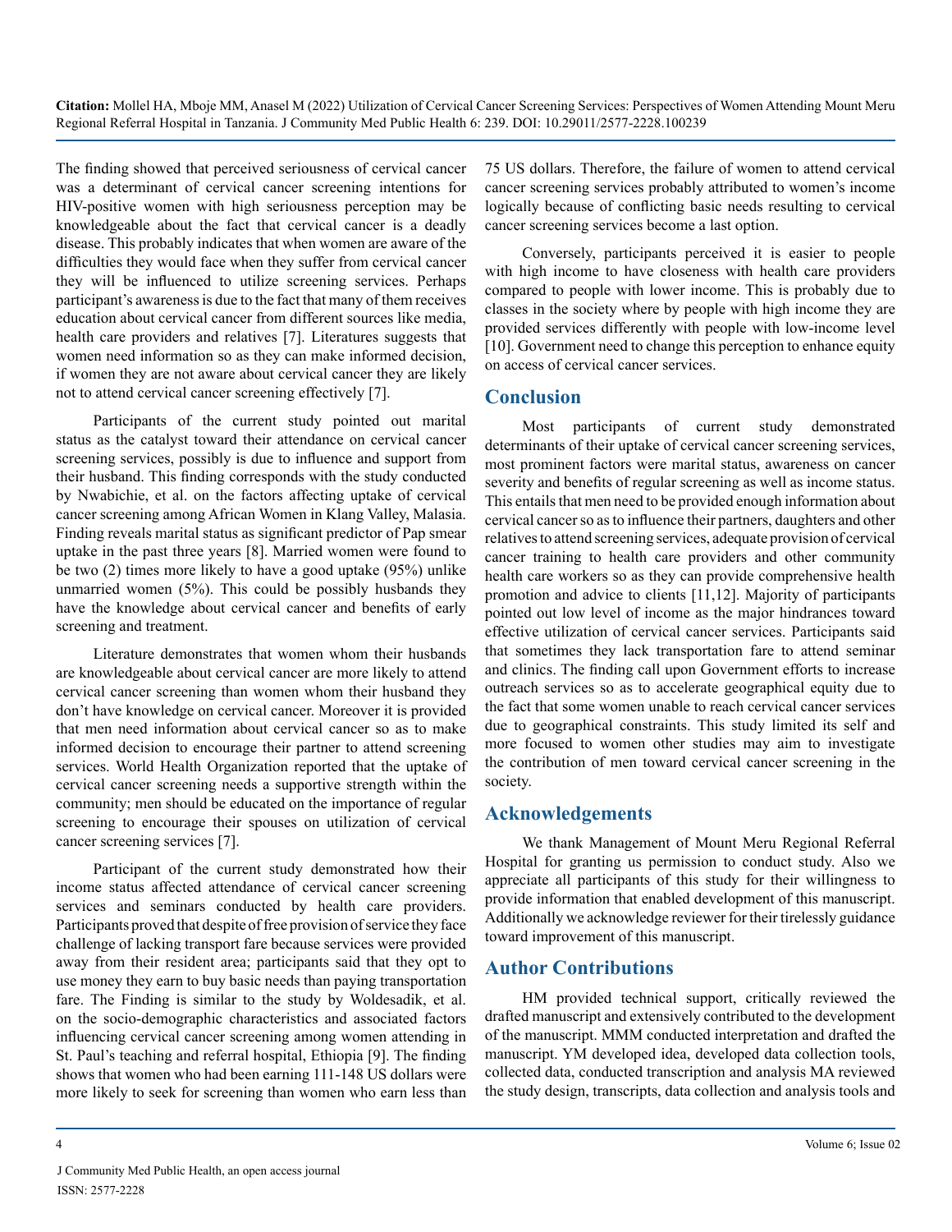The finding showed that perceived seriousness of cervical cancer was a determinant of cervical cancer screening intentions for HIV-positive women with high seriousness perception may be knowledgeable about the fact that cervical cancer is a deadly disease. This probably indicates that when women are aware of the difficulties they would face when they suffer from cervical cancer they will be influenced to utilize screening services. Perhaps participant's awareness is due to the fact that many of them receives education about cervical cancer from different sources like media, health care providers and relatives [7]. Literatures suggests that women need information so as they can make informed decision, if women they are not aware about cervical cancer they are likely not to attend cervical cancer screening effectively [7].

Participants of the current study pointed out marital status as the catalyst toward their attendance on cervical cancer screening services, possibly is due to influence and support from their husband. This finding corresponds with the study conducted by Nwabichie, et al. on the factors affecting uptake of cervical cancer screening among African Women in Klang Valley, Malasia. Finding reveals marital status as significant predictor of Pap smear uptake in the past three years [8]. Married women were found to be two (2) times more likely to have a good uptake (95%) unlike unmarried women (5%). This could be possibly husbands they have the knowledge about cervical cancer and benefits of early screening and treatment.

Literature demonstrates that women whom their husbands are knowledgeable about cervical cancer are more likely to attend cervical cancer screening than women whom their husband they don't have knowledge on cervical cancer. Moreover it is provided that men need information about cervical cancer so as to make informed decision to encourage their partner to attend screening services. World Health Organization reported that the uptake of cervical cancer screening needs a supportive strength within the community; men should be educated on the importance of regular screening to encourage their spouses on utilization of cervical cancer screening services [7].

Participant of the current study demonstrated how their income status affected attendance of cervical cancer screening services and seminars conducted by health care providers. Participants proved that despite of free provision of service they face challenge of lacking transport fare because services were provided away from their resident area; participants said that they opt to use money they earn to buy basic needs than paying transportation fare. The Finding is similar to the study by Woldesadik, et al. on the socio-demographic characteristics and associated factors influencing cervical cancer screening among women attending in St. Paul's teaching and referral hospital, Ethiopia [9]. The finding shows that women who had been earning 111-148 US dollars were more likely to seek for screening than women who earn less than 75 US dollars. Therefore, the failure of women to attend cervical cancer screening services probably attributed to women's income logically because of conflicting basic needs resulting to cervical cancer screening services become a last option.

Conversely, participants perceived it is easier to people with high income to have closeness with health care providers compared to people with lower income. This is probably due to classes in the society where by people with high income they are provided services differently with people with low-income level [10]. Government need to change this perception to enhance equity on access of cervical cancer services.

## Conclusion

Most participants of current study demonstrated determinants of their uptake of cervical cancer screening services, most prominent factors were marital status, awareness on cancer severity and benefits of regular screening as well as income status. This entails that men need to be provided enough information about cervical cancer so as to influence their partners, daughters and other relatives to attend screening services, adequate provision of cervical cancer training to health care providers and other community health care workers so as they can provide comprehensive health promotion and advice to clients [11,12]. Majority of participants pointed out low level of income as the major hindrances toward effective utilization of cervical cancer services. Participants said that sometimes they lack transportation fare to attend seminar and clinics. The finding call upon Government efforts to increase outreach services so as to accelerate geographical equity due to the fact that some women unable to reach cervical cancer services due to geographical constraints. This study limited its self and more focused to women other studies may aim to investigate the contribution of men toward cervical cancer screening in the society.

## Acknowledgements

We thank Management of Mount Meru Regional Referral Hospital for granting us permission to conduct study. Also we appreciate all participants of this study for their willingness to provide information that enabled development of this manuscript. Additionally we acknowledge reviewer for their tirelessly guidance toward improvement of this manuscript.

## Author Contributions

HM provided technical support, critically reviewed the drafted manuscript and extensively contributed to the development of the manuscript. MMM conducted interpretation and drafted the manuscript. YM developed idea, developed data collection tools, collected data, conducted transcription and analysis MA reviewed the study design, transcripts, data collection and analysis tools and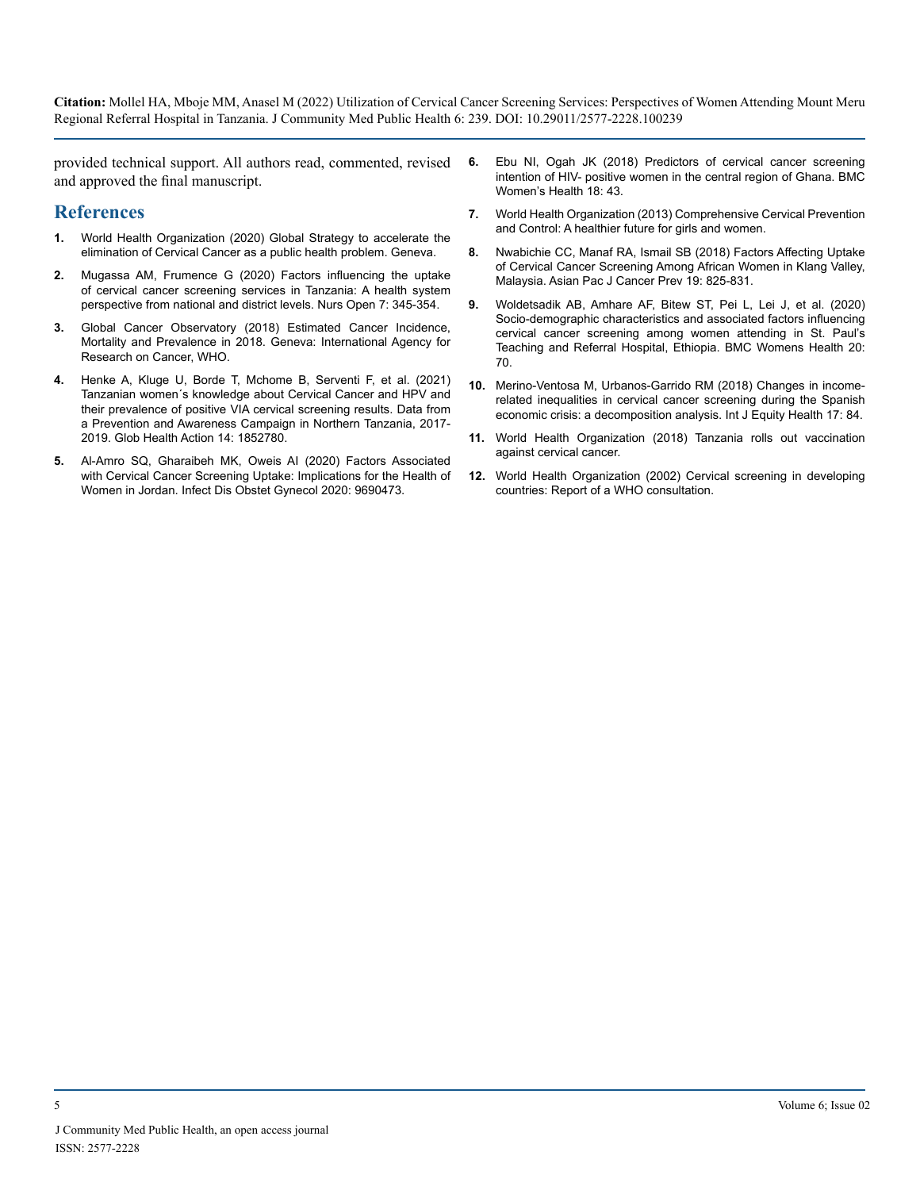provided technical support. All authors read, commented, revised and approved the final manuscript.

## References

1. World Health Organization (2020) Global Strategy to accelerate the elimination of Cervical Cancer as a public health problem. Geneva.
2. Mugassa AM, Frumence G (2020) Factors influencing the uptake of cervical cancer screening services in Tanzania: A health system perspective from national and district levels. Nurs Open 7: 345-354.
3. Global Cancer Observatory (2018) Estimated Cancer Incidence, Mortality and Prevalence in 2018. Geneva: International Agency for Research on Cancer, WHO.
4. Henke A, Kluge U, Borde T, Mchome B, Serventi F, et al. (2021) Tanzanian women´s knowledge about Cervical Cancer and HPV and their prevalence of positive VIA cervical screening results. Data from a Prevention and Awareness Campaign in Northern Tanzania, 2017-2019. Glob Health Action 14: 1852780.
5. Al-Amro SQ, Gharaibeh MK, Oweis AI (2020) Factors Associated with Cervical Cancer Screening Uptake: Implications for the Health of Women in Jordan. Infect Dis Obstet Gynecol 2020: 9690473.
6. Ebu NI, Ogah JK (2018) Predictors of cervical cancer screening intention of HIV- positive women in the central region of Ghana. BMC Women's Health 18: 43.
7. World Health Organization (2013) Comprehensive Cervical Prevention and Control: A healthier future for girls and women.
8. Nwabichie CC, Manaf RA, Ismail SB (2018) Factors Affecting Uptake of Cervical Cancer Screening Among African Women in Klang Valley, Malaysia. Asian Pac J Cancer Prev 19: 825-831.
9. Woldetsadik AB, Amhare AF, Bitew ST, Pei L, Lei J, et al. (2020) Socio-demographic characteristics and associated factors influencing cervical cancer screening among women attending in St. Paul's Teaching and Referral Hospital, Ethiopia. BMC Womens Health 20: 70.
10. Merino-Ventosa M, Urbanos-Garrido RM (2018) Changes in income-related inequalities in cervical cancer screening during the Spanish economic crisis: a decomposition analysis. Int J Equity Health 17: 84.
11. World Health Organization (2018) Tanzania rolls out vaccination against cervical cancer.
12. World Health Organization (2002) Cervical screening in developing countries: Report of a WHO consultation.